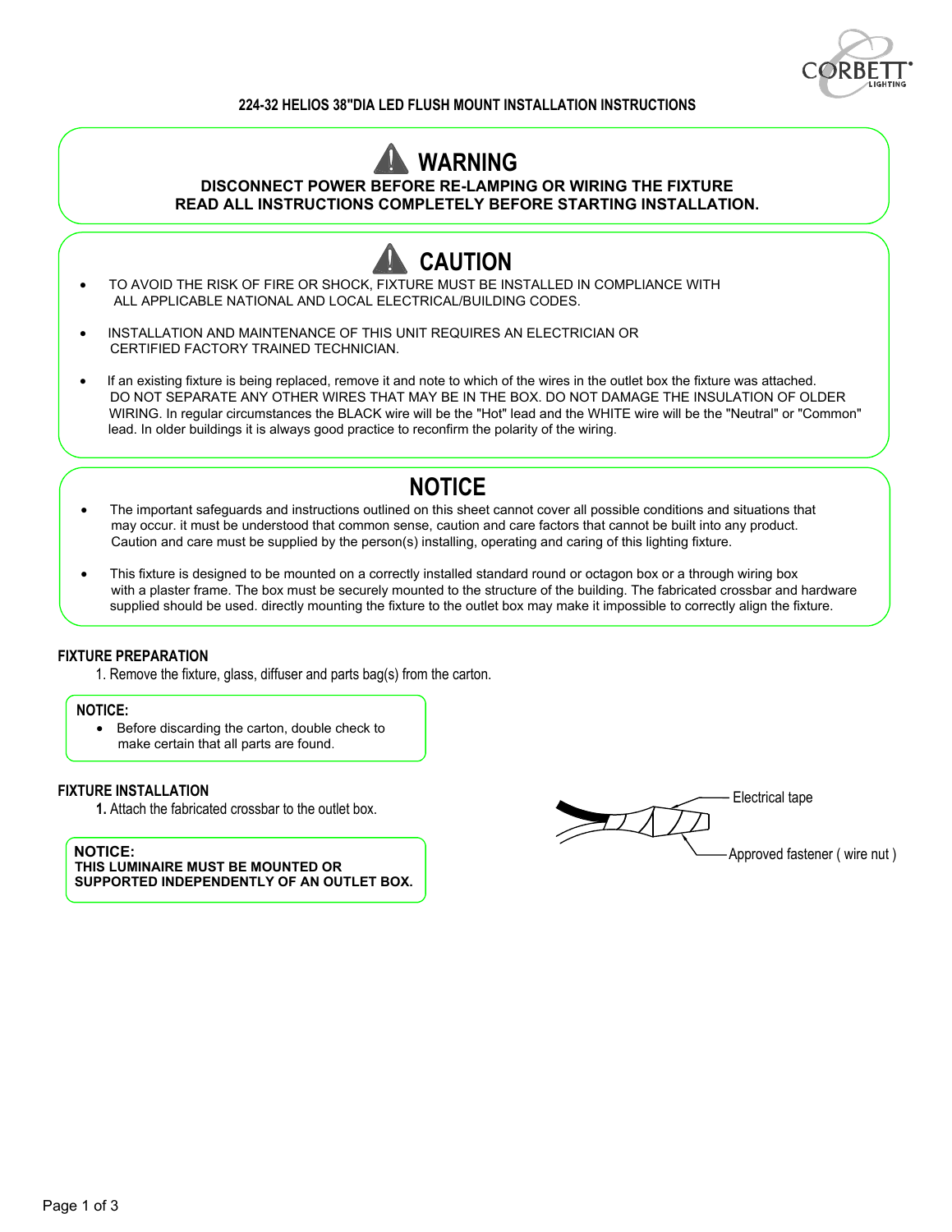# 224-32 HELIOS 38"DIA LED FLUSH MOUNT INSTALLATION INSTRUCTIONS

## WARNING

**DISCONNECT POWER BEFORE RE-LAMPING OR WIRING THE FIXTURE**
**READ ALL INSTRUCTIONS COMPLETELY BEFORE STARTING INSTALLATION.**

## CAUTION

- TO AVOID THE RISK OF FIRE OR SHOCK, FIXTURE MUST BE INSTALLED IN COMPLIANCE WITH ALL APPLICABLE NATIONAL AND LOCAL ELECTRICAL/BUILDING CODES.
- INSTALLATION AND MAINTENANCE OF THIS UNIT REQUIRES AN ELECTRICIAN OR CERTIFIED FACTORY TRAINED TECHNICIAN.
- If an existing fixture is being replaced, remove it and note to which of the wires in the outlet box the fixture was attached. DO NOT SEPARATE ANY OTHER WIRES THAT MAY BE IN THE BOX. DO NOT DAMAGE THE INSULATION OF OLDER WIRING. In regular circumstances the BLACK wire will be the "Hot" lead and the WHITE wire will be the "Neutral" or "Common" lead. In older buildings it is always good practice to reconfirm the polarity of the wiring.

## NOTICE

- The important safeguards and instructions outlined on this sheet cannot cover all possible conditions and situations that may occur. it must be understood that common sense, caution and care factors that cannot be built into any product. Caution and care must be supplied by the person(s) installing, operating and caring of this lighting fixture.
- This fixture is designed to be mounted on a correctly installed standard round or octagon box or a through wiring box with a plaster frame. The box must be securely mounted to the structure of the building. The fabricated crossbar and hardware supplied should be used. directly mounting the fixture to the outlet box may make it impossible to correctly align the fixture.

### FIXTURE PREPARATION

1. Remove the fixture, glass, diffuser and parts bag(s) from the carton.

**NOTICE:**
- Before discarding the carton, double check to make certain that all parts are found.

### FIXTURE INSTALLATION

**1.** Attach the fabricated crossbar to the outlet box.

**NOTICE:**
**THIS LUMINAIRE MUST BE MOUNTED OR SUPPORTED INDEPENDENTLY OF AN OUTLET BOX.**

Electrical tape

Approved fastener ( wire nut )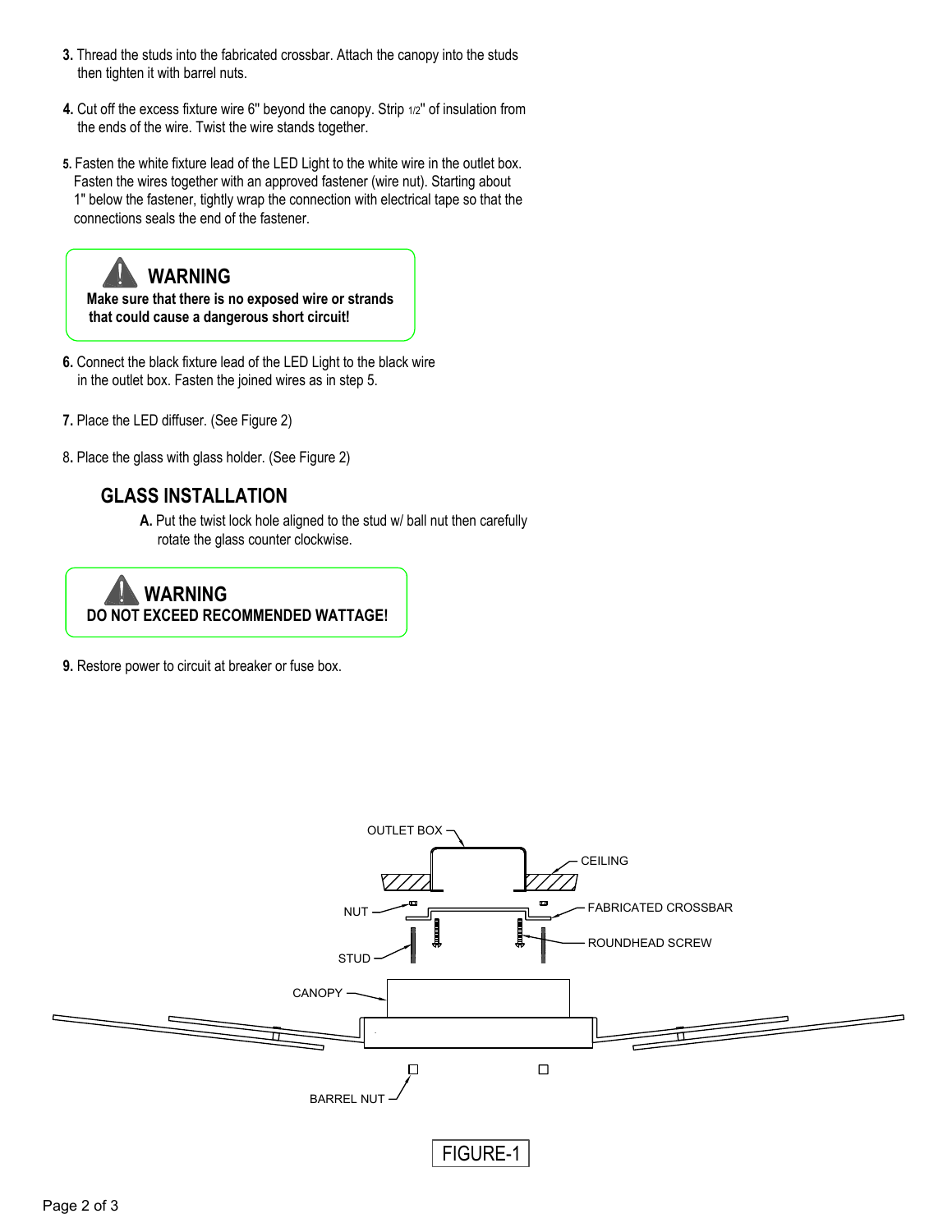3. Thread the studs into the fabricated crossbar. Attach the canopy into the studs then tighten it with barrel nuts.

4. Cut off the excess fixture wire 6" beyond the canopy. Strip 1/2" of insulation from the ends of the wire. Twist the wire stands together.

5. Fasten the white fixture lead of the LED Light to the white wire in the outlet box. Fasten the wires together with an approved fastener (wire nut). Starting about 1" below the fastener, tightly wrap the connection with electrical tape so that the connections seals the end of the fastener.

> **WARNING**
> **Make sure that there is no exposed wire or strands that could cause a dangerous short circuit!**

6. Connect the black fixture lead of the LED Light to the black wire in the outlet box. Fasten the joined wires as in step 5.

7. Place the LED diffuser. (See Figure 2)

8. Place the glass with glass holder. (See Figure 2)

## GLASS INSTALLATION

**A.** Put the twist lock hole aligned to the stud w/ ball nut then carefully rotate the glass counter clockwise.

> **WARNING**
> **DO NOT EXCEED RECOMMENDED WATTAGE!**

9. Restore power to circuit at breaker or fuse box.

OUTLET BOX, CEILING, NUT, FABRICATED CROSSBAR, ROUNDHEAD SCREW, STUD, CANOPY, BARREL NUT

FIGURE-1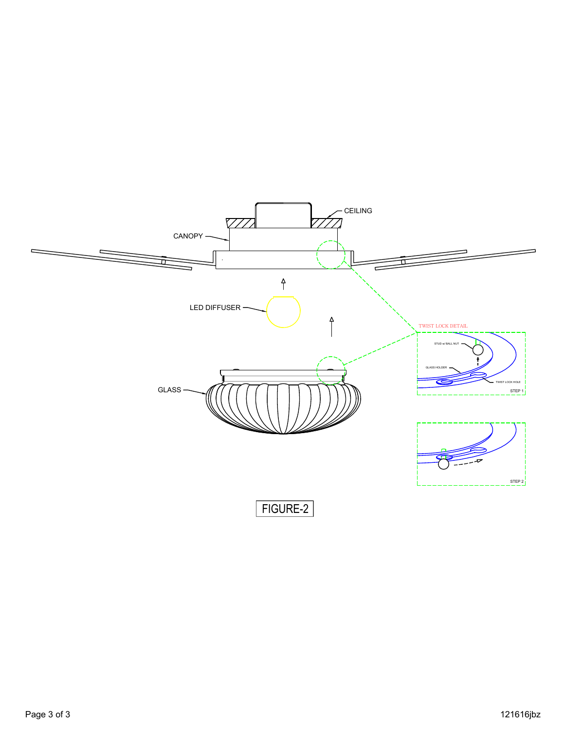CEILING

CANOPY

LED DIFFUSER

GLASS

TWIST LOCK DETAIL

STUD w/ BALL NUT

GLASS HOLDER

TWIST LOCK HOLE

STEP 1

STEP 2

FIGURE-2

121616jbz